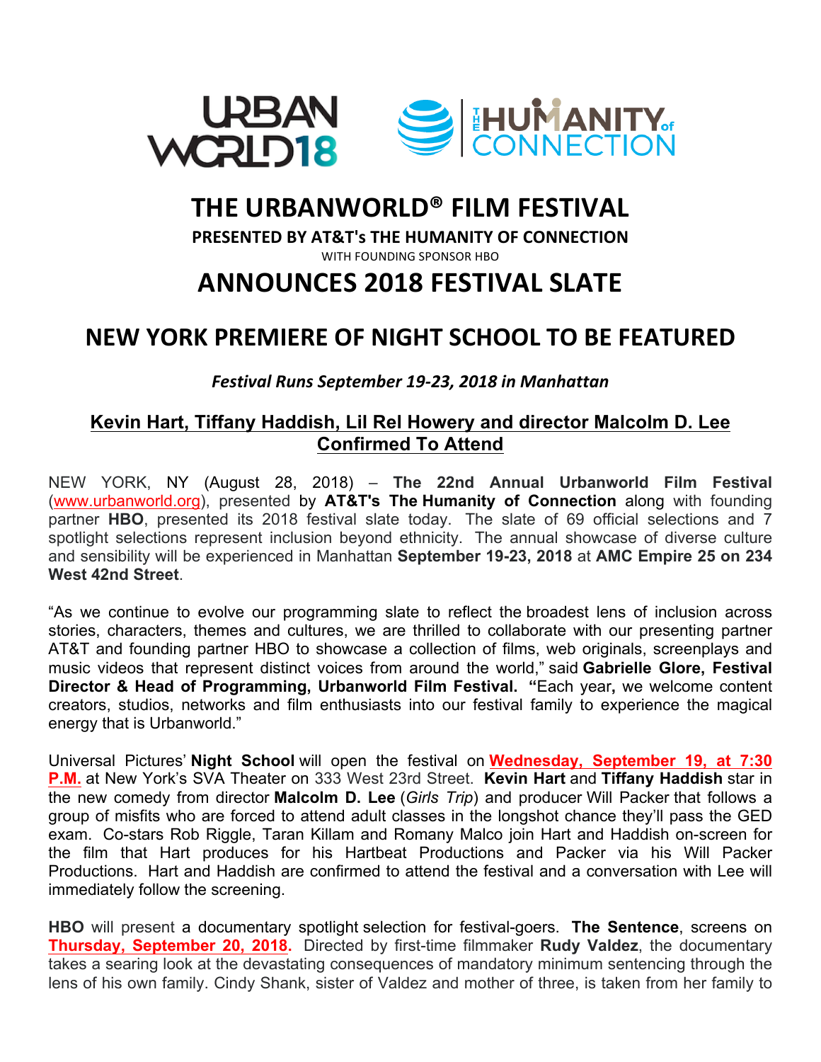# THE URBANWORLD® FILM FESTIVAL

**PRESENTED BY AT&T's THE HUMANITY OF CONNECTION**

WITH FOUNDING SPONSOR HBO

# ANNOUNCES 2018 FESTIVAL SLATE

## NEW YORK PREMIERE OF NIGHT SCHOOL TO BE FEATURED

***Festival Runs September 19-23, 2018 in Manhattan***

**Kevin Hart, Tiffany Haddish, Lil Rel Howery and director Malcolm D. Lee Confirmed To Attend**

NEW YORK, NY (August 28, 2018) – **The 22nd Annual Urbanworld Film Festival** (www.urbanworld.org), presented by **AT&T's The Humanity of Connection** along with founding partner **HBO**, presented its 2018 festival slate today. The slate of 69 official selections and 7 spotlight selections represent inclusion beyond ethnicity. The annual showcase of diverse culture and sensibility will be experienced in Manhattan **September 19-23, 2018** at **AMC Empire 25 on 234 West 42nd Street**.

"As we continue to evolve our programming slate to reflect the broadest lens of inclusion across stories, characters, themes and cultures, we are thrilled to collaborate with our presenting partner AT&T and founding partner HBO to showcase a collection of films, web originals, screenplays and music videos that represent distinct voices from around the world," said **Gabrielle Glore, Festival Director & Head of Programming, Urbanworld Film Festival.** "Each year, we welcome content creators, studios, networks and film enthusiasts into our festival family to experience the magical energy that is Urbanworld."

Universal Pictures' **Night School** will open the festival on **Wednesday, September 19, at 7:30 P.M.** at New York's SVA Theater on 333 West 23rd Street. **Kevin Hart** and **Tiffany Haddish** star in the new comedy from director **Malcolm D. Lee** (*Girls Trip*) and producer Will Packer that follows a group of misfits who are forced to attend adult classes in the longshot chance they'll pass the GED exam. Co-stars Rob Riggle, Taran Killam and Romany Malco join Hart and Haddish on-screen for the film that Hart produces for his Hartbeat Productions and Packer via his Will Packer Productions. Hart and Haddish are confirmed to attend the festival and a conversation with Lee will immediately follow the screening.

**HBO** will present a documentary spotlight selection for festival-goers. **The Sentence**, screens on **Thursday, September 20, 2018.** Directed by first-time filmmaker **Rudy Valdez**, the documentary takes a searing look at the devastating consequences of mandatory minimum sentencing through the lens of his own family. Cindy Shank, sister of Valdez and mother of three, is taken from her family to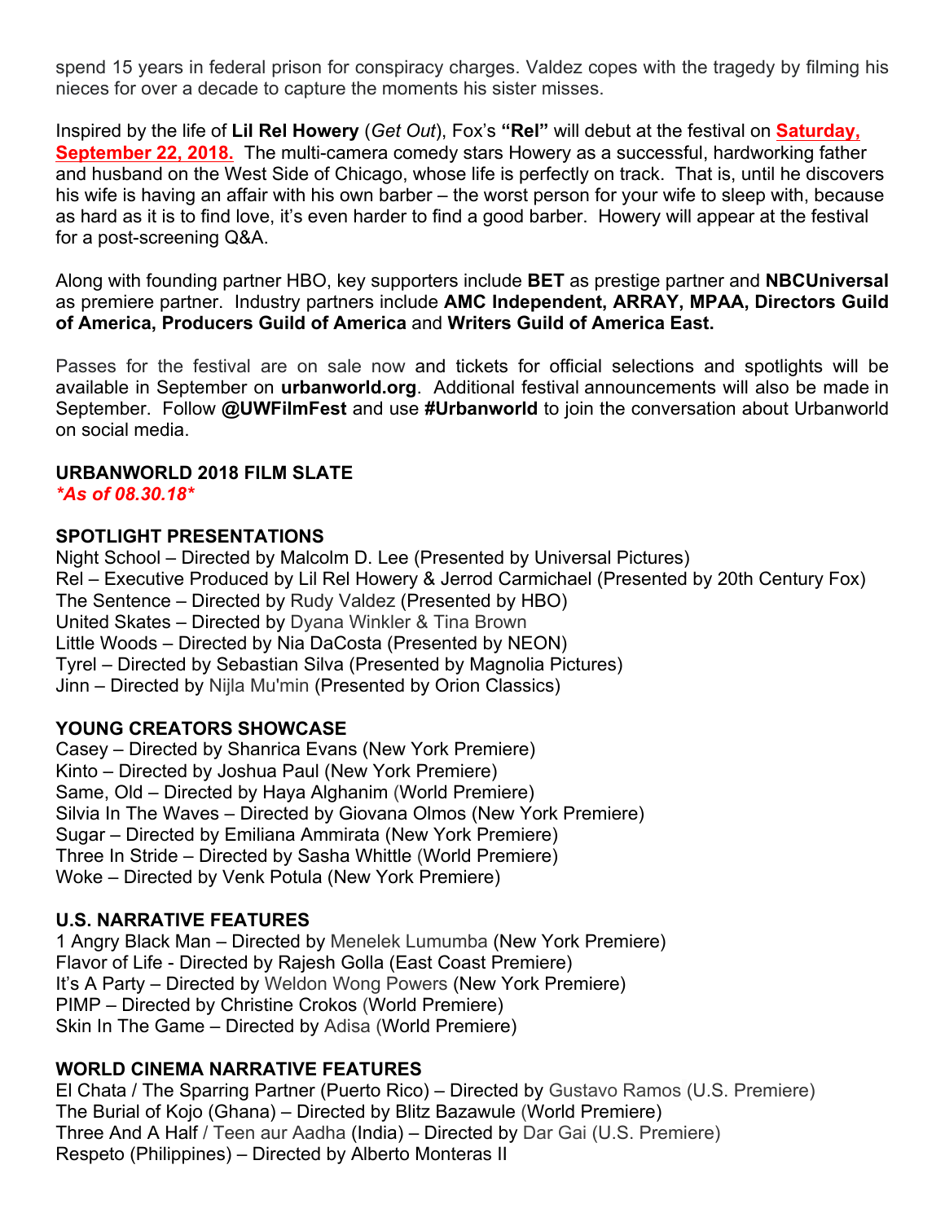spend 15 years in federal prison for conspiracy charges. Valdez copes with the tragedy by filming his nieces for over a decade to capture the moments his sister misses.

Inspired by the life of **Lil Rel Howery** (*Get Out*), Fox's **"Rel"** will debut at the festival on **Saturday, September 22, 2018.** The multi-camera comedy stars Howery as a successful, hardworking father and husband on the West Side of Chicago, whose life is perfectly on track. That is, until he discovers his wife is having an affair with his own barber – the worst person for your wife to sleep with, because as hard as it is to find love, it's even harder to find a good barber. Howery will appear at the festival for a post-screening Q&A.

Along with founding partner HBO, key supporters include **BET** as prestige partner and **NBCUniversal** as premiere partner. Industry partners include **AMC Independent, ARRAY, MPAA, Directors Guild of America, Producers Guild of America** and **Writers Guild of America East.**

Passes for the festival are on sale now and tickets for official selections and spotlights will be available in September on **urbanworld.org**. Additional festival announcements will also be made in September. Follow **@UWFilmFest** and use **#Urbanworld** to join the conversation about Urbanworld on social media.

**URBANWORLD 2018 FILM SLATE**
***As of 08.30.18***

**SPOTLIGHT PRESENTATIONS**
Night School – Directed by Malcolm D. Lee (Presented by Universal Pictures)
Rel – Executive Produced by Lil Rel Howery & Jerrod Carmichael (Presented by 20th Century Fox)
The Sentence – Directed by Rudy Valdez (Presented by HBO)
United Skates – Directed by Dyana Winkler & Tina Brown
Little Woods – Directed by Nia DaCosta (Presented by NEON)
Tyrel – Directed by Sebastian Silva (Presented by Magnolia Pictures)
Jinn – Directed by Nijla Mu'min (Presented by Orion Classics)

**YOUNG CREATORS SHOWCASE**
Casey – Directed by Shanrica Evans (New York Premiere)
Kinto – Directed by Joshua Paul (New York Premiere)
Same, Old – Directed by Haya Alghanim (World Premiere)
Silvia In The Waves – Directed by Giovana Olmos (New York Premiere)
Sugar – Directed by Emiliana Ammirata (New York Premiere)
Three In Stride – Directed by Sasha Whittle (World Premiere)
Woke – Directed by Venk Potula (New York Premiere)

**U.S. NARRATIVE FEATURES**
1 Angry Black Man – Directed by Menelek Lumumba (New York Premiere)
Flavor of Life - Directed by Rajesh Golla (East Coast Premiere)
It's A Party – Directed by Weldon Wong Powers (New York Premiere)
PIMP – Directed by Christine Crokos (World Premiere)
Skin In The Game – Directed by Adisa (World Premiere)

**WORLD CINEMA NARRATIVE FEATURES**
El Chata / The Sparring Partner (Puerto Rico) – Directed by Gustavo Ramos (U.S. Premiere)
The Burial of Kojo (Ghana) – Directed by Blitz Bazawule (World Premiere)
Three And A Half / Teen aur Aadha (India) – Directed by Dar Gai (U.S. Premiere)
Respeto (Philippines) – Directed by Alberto Monteras II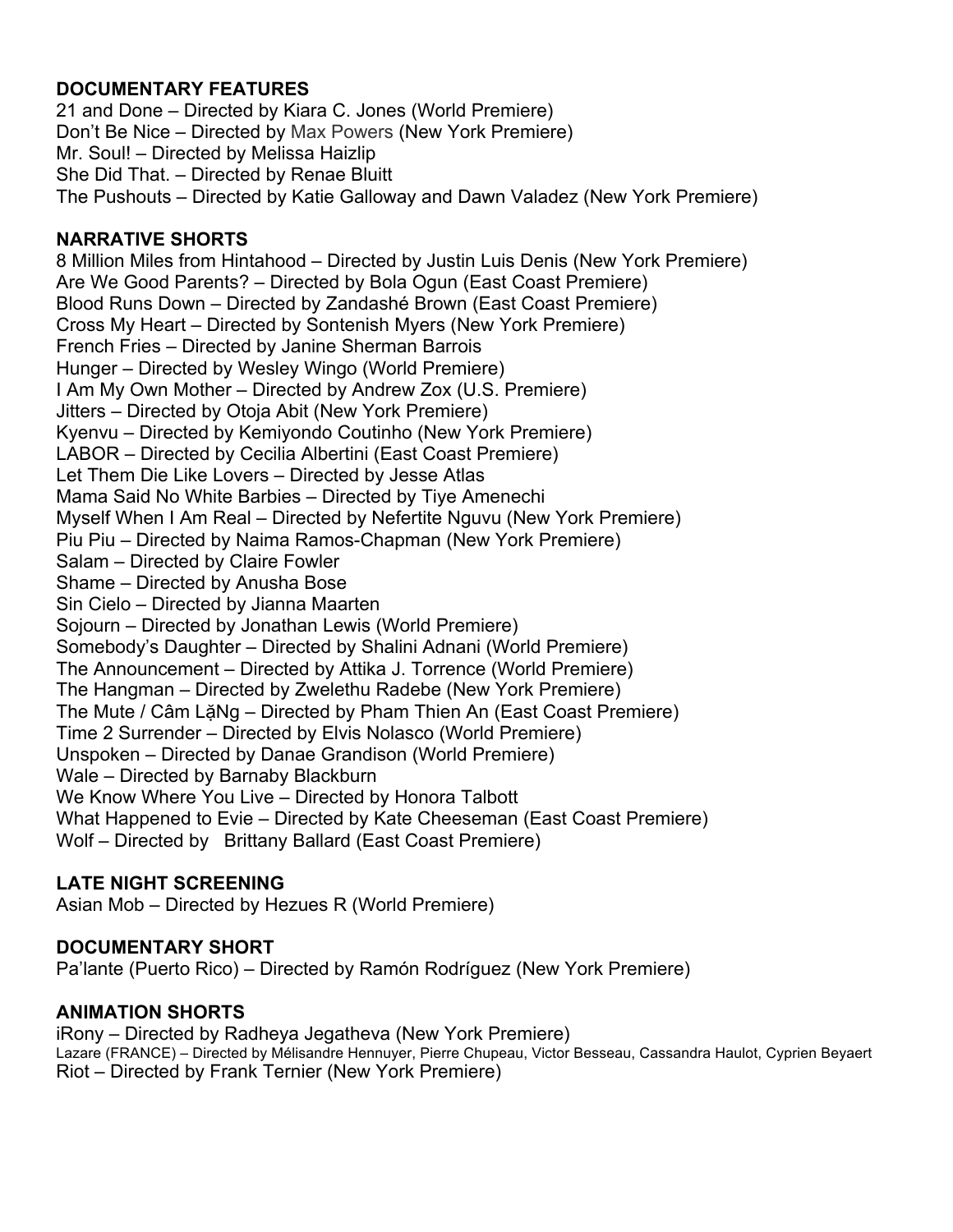## DOCUMENTARY FEATURES

21 and Done – Directed by Kiara C. Jones (World Premiere)
Don't Be Nice – Directed by Max Powers (New York Premiere)
Mr. Soul! – Directed by Melissa Haizlip
She Did That. – Directed by Renae Bluitt
The Pushouts – Directed by Katie Galloway and Dawn Valadez (New York Premiere)

## NARRATIVE SHORTS

8 Million Miles from Hintahood – Directed by Justin Luis Denis (New York Premiere)
Are We Good Parents? – Directed by Bola Ogun (East Coast Premiere)
Blood Runs Down – Directed by Zandashé Brown (East Coast Premiere)
Cross My Heart – Directed by Sontenish Myers (New York Premiere)
French Fries – Directed by Janine Sherman Barrois
Hunger – Directed by Wesley Wingo (World Premiere)
I Am My Own Mother – Directed by Andrew Zox (U.S. Premiere)
Jitters – Directed by Otoja Abit (New York Premiere)
Kyenvu – Directed by Kemiyondo Coutinho (New York Premiere)
LABOR – Directed by Cecilia Albertini (East Coast Premiere)
Let Them Die Like Lovers – Directed by Jesse Atlas
Mama Said No White Barbies – Directed by Tiye Amenechi
Myself When I Am Real – Directed by Nefertite Nguvu (New York Premiere)
Piu Piu – Directed by Naima Ramos-Chapman (New York Premiere)
Salam – Directed by Claire Fowler
Shame – Directed by Anusha Bose
Sin Cielo – Directed by Jianna Maarten
Sojourn – Directed by Jonathan Lewis (World Premiere)
Somebody's Daughter – Directed by Shalini Adnani (World Premiere)
The Announcement – Directed by Attika J. Torrence (World Premiere)
The Hangman – Directed by Zwelethu Radebe (New York Premiere)
The Mute / Câm LặNg – Directed by Pham Thien An (East Coast Premiere)
Time 2 Surrender – Directed by Elvis Nolasco (World Premiere)
Unspoken – Directed by Danae Grandison (World Premiere)
Wale – Directed by Barnaby Blackburn
We Know Where You Live – Directed by Honora Talbott
What Happened to Evie – Directed by Kate Cheeseman (East Coast Premiere)
Wolf – Directed by Brittany Ballard (East Coast Premiere)

## LATE NIGHT SCREENING

Asian Mob – Directed by Hezues R (World Premiere)

## DOCUMENTARY SHORT

Pa'lante (Puerto Rico) – Directed by Ramón Rodríguez (New York Premiere)

## ANIMATION SHORTS

iRony – Directed by Radheya Jegatheva (New York Premiere)
Lazare (FRANCE) – Directed by Mélisandre Hennuyer, Pierre Chupeau, Victor Besseau, Cassandra Haulot, Cyprien Beyaert
Riot – Directed by Frank Ternier (New York Premiere)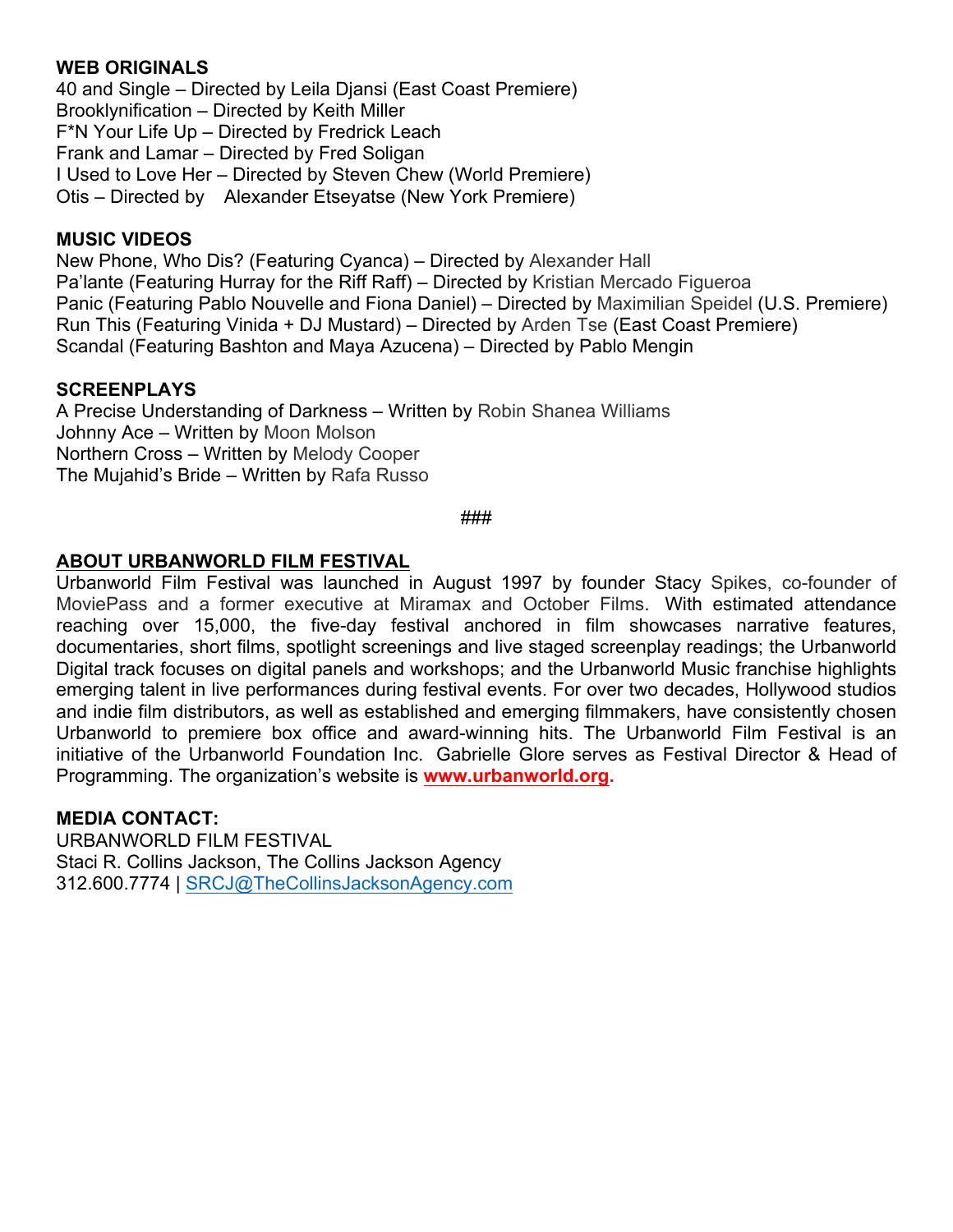**WEB ORIGINALS**

40 and Single – Directed by Leila Djansi (East Coast Premiere)
Brooklynification – Directed by Keith Miller
F*N Your Life Up – Directed by Fredrick Leach
Frank and Lamar – Directed by Fred Soligan
I Used to Love Her – Directed by Steven Chew (World Premiere)
Otis – Directed by Alexander Etseyatse (New York Premiere)

**MUSIC VIDEOS**

New Phone, Who Dis? (Featuring Cyanca) – Directed by Alexander Hall
Pa'lante (Featuring Hurray for the Riff Raff) – Directed by Kristian Mercado Figueroa
Panic (Featuring Pablo Nouvelle and Fiona Daniel) – Directed by Maximilian Speidel (U.S. Premiere)
Run This (Featuring Vinida + DJ Mustard) – Directed by Arden Tse (East Coast Premiere)
Scandal (Featuring Bashton and Maya Azucena) – Directed by Pablo Mengin

**SCREENPLAYS**

A Precise Understanding of Darkness – Written by Robin Shanea Williams
Johnny Ace – Written by Moon Molson
Northern Cross – Written by Melody Cooper
The Mujahid's Bride – Written by Rafa Russo

###

**ABOUT URBANWORLD FILM FESTIVAL**

Urbanworld Film Festival was launched in August 1997 by founder Stacy Spikes, co-founder of MoviePass and a former executive at Miramax and October Films. With estimated attendance reaching over 15,000, the five-day festival anchored in film showcases narrative features, documentaries, short films, spotlight screenings and live staged screenplay readings; the Urbanworld Digital track focuses on digital panels and workshops; and the Urbanworld Music franchise highlights emerging talent in live performances during festival events. For over two decades, Hollywood studios and indie film distributors, as well as established and emerging filmmakers, have consistently chosen Urbanworld to premiere box office and award-winning hits. The Urbanworld Film Festival is an initiative of the Urbanworld Foundation Inc. Gabrielle Glore serves as Festival Director & Head of Programming. The organization's website is **www.urbanworld.org.**

**MEDIA CONTACT:**

URBANWORLD FILM FESTIVAL
Staci R. Collins Jackson, The Collins Jackson Agency
312.600.7774 | SRCJ@TheCollinsJacksonAgency.com